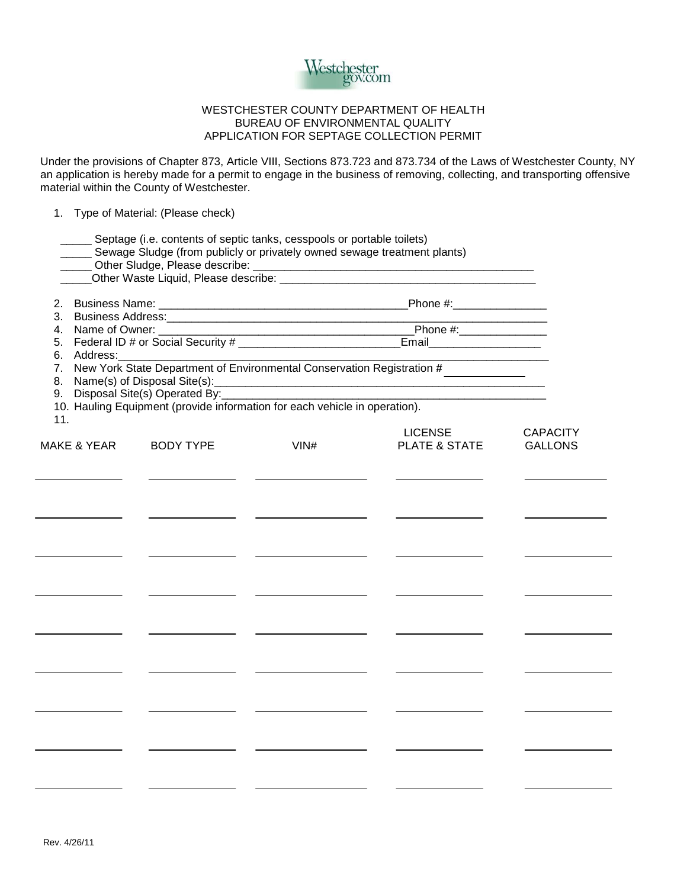WESTCHESTER COUNTY DEPARTMENT OF HEALTH
BUREAU OF ENVIRONMENTAL QUALITY
APPLICATION FOR SEPTAGE COLLECTION PERMIT

Under the provisions of Chapter 873, Article VIII, Sections 873.723 and 873.734 of the Laws of Westchester County, NY an application is hereby made for a permit to engage in the business of removing, collecting, and transporting offensive material within the County of Westchester.

1. Type of Material: (Please check)

   _____ Septage (i.e. contents of septic tanks, cesspools or portable toilets)
   _____ Sewage Sludge (from publicly or privately owned sewage treatment plants)
   _____ Other Sludge, Please describe: _______________________________________________
   _____Other Waste Liquid, Please describe: ___________________________________________

2. Business Name: ________________________________________Phone #:_______________
3. Business Address:_________________________________________________________________
4. Name of Owner: _________________________________________Phone #:______________
5. Federal ID # or Social Security # __________________________Email__________________
6. Address:_________________________________________________________________________
7. New York State Department of Environmental Conservation Registration # ____________
8. Name(s) of Disposal Site(s):________________________________________________________
9. Disposal Site(s) Operated By:______________________________________________________
10. Hauling Equipment (provide information for each vehicle in operation).
11.

| MAKE & YEAR | BODY TYPE | VIN# | LICENSE PLATE & STATE | CAPACITY GALLONS |
|---|---|---|---|---|
| | | | | |
| | | | | |
| | | | | |
| | | | | |
| | | | | |
| | | | | |
| | | | | |
| | | | | |
| | | | | |

Rev. 4/26/11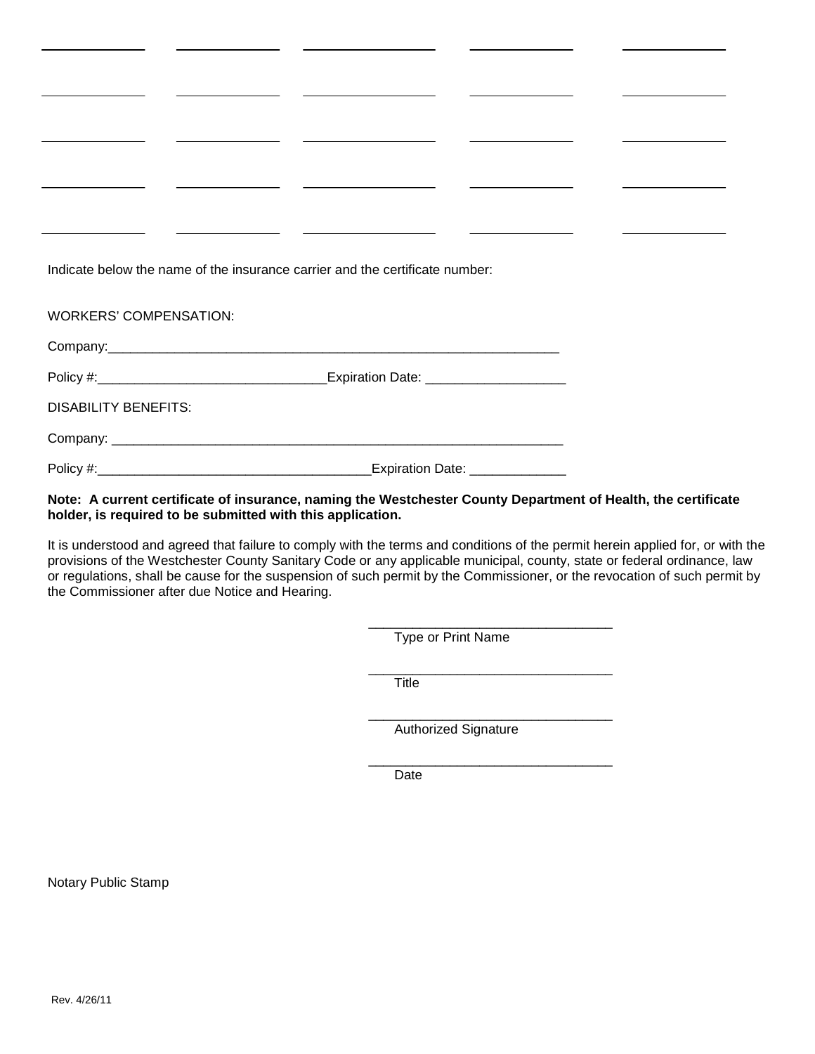| | | | | |
|---|---|---|---|---|
| | | | | |
| | | | | |
| | | | | |
| | | | | |
| | | | | |

Indicate below the name of the insurance carrier and the certificate number:

WORKERS' COMPENSATION:

Company:_______________________________________________________________

Policy #:_______________________________Expiration Date: ___________________

DISABILITY BENEFITS:

Company: _______________________________________________________________

Policy #:_____________________________________Expiration Date: _____________

**Note: A current certificate of insurance, naming the Westchester County Department of Health, the certificate holder, is required to be submitted with this application.**

It is understood and agreed that failure to comply with the terms and conditions of the permit herein applied for, or with the provisions of the Westchester County Sanitary Code or any applicable municipal, county, state or federal ordinance, law or regulations, shall be cause for the suspension of such permit by the Commissioner, or the revocation of such permit by the Commissioner after due Notice and Hearing.

________________________________
Type or Print Name

________________________________
Title

________________________________
Authorized Signature

________________________________
Date

Notary Public Stamp

Rev. 4/26/11